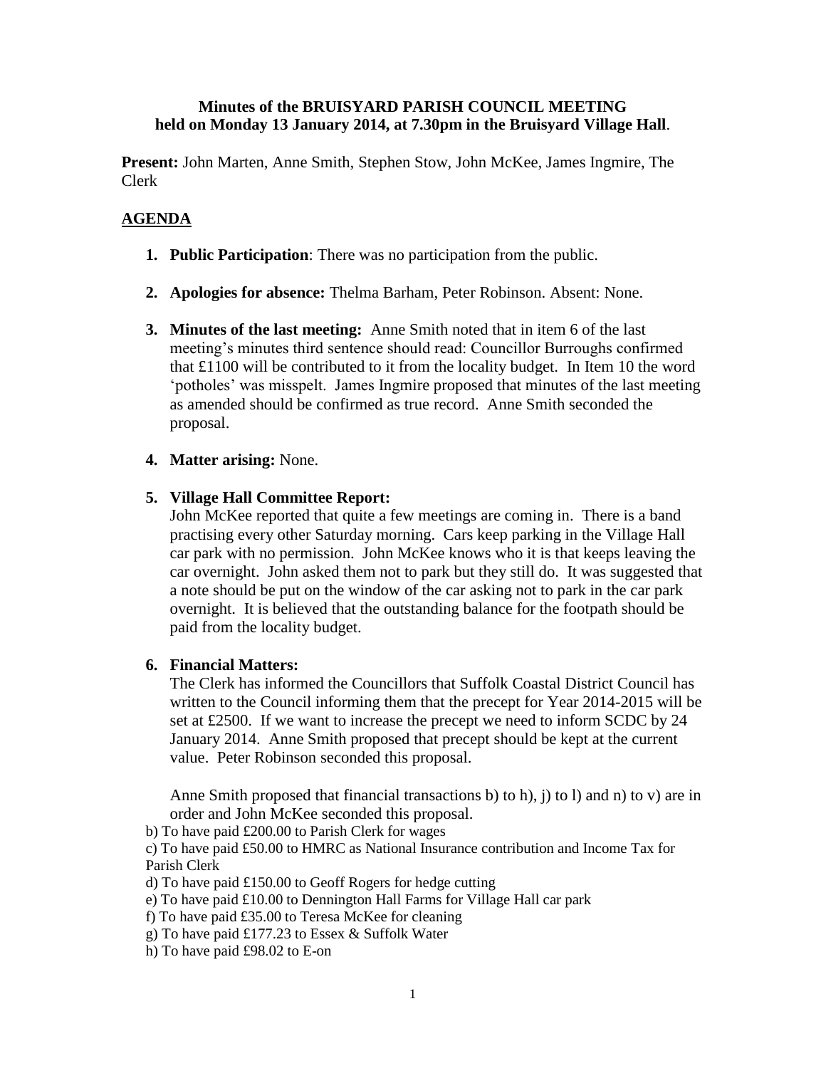**Minutes of the BRUISYARD PARISH COUNCIL MEETING held on Monday 13 January 2014, at 7.30pm in the Bruisyard Village Hall**.

**Present:** John Marten, Anne Smith, Stephen Stow, John McKee, James Ingmire, The Clerk

## AGENDA

1. **Public Participation**: There was no participation from the public.

2. **Apologies for absence:** Thelma Barham, Peter Robinson. Absent: None.

3. **Minutes of the last meeting:** Anne Smith noted that in item 6 of the last meeting's minutes third sentence should read: Councillor Burroughs confirmed that £1100 will be contributed to it from the locality budget. In Item 10 the word 'potholes' was misspelt. James Ingmire proposed that minutes of the last meeting as amended should be confirmed as true record. Anne Smith seconded the proposal.

4. **Matter arising:** None.

5. **Village Hall Committee Report:**
   John McKee reported that quite a few meetings are coming in. There is a band practising every other Saturday morning. Cars keep parking in the Village Hall car park with no permission. John McKee knows who it is that keeps leaving the car overnight. John asked them not to park but they still do. It was suggested that a note should be put on the window of the car asking not to park in the car park overnight. It is believed that the outstanding balance for the footpath should be paid from the locality budget.

6. **Financial Matters:**
   The Clerk has informed the Councillors that Suffolk Coastal District Council has written to the Council informing them that the precept for Year 2014-2015 will be set at £2500. If we want to increase the precept we need to inform SCDC by 24 January 2014. Anne Smith proposed that precept should be kept at the current value. Peter Robinson seconded this proposal.

   Anne Smith proposed that financial transactions b) to h), j) to l) and n) to v) are in order and John McKee seconded this proposal.

b) To have paid £200.00 to Parish Clerk for wages
c) To have paid £50.00 to HMRC as National Insurance contribution and Income Tax for Parish Clerk
d) To have paid £150.00 to Geoff Rogers for hedge cutting
e) To have paid £10.00 to Dennington Hall Farms for Village Hall car park
f) To have paid £35.00 to Teresa McKee for cleaning
g) To have paid £177.23 to Essex & Suffolk Water
h) To have paid £98.02 to E-on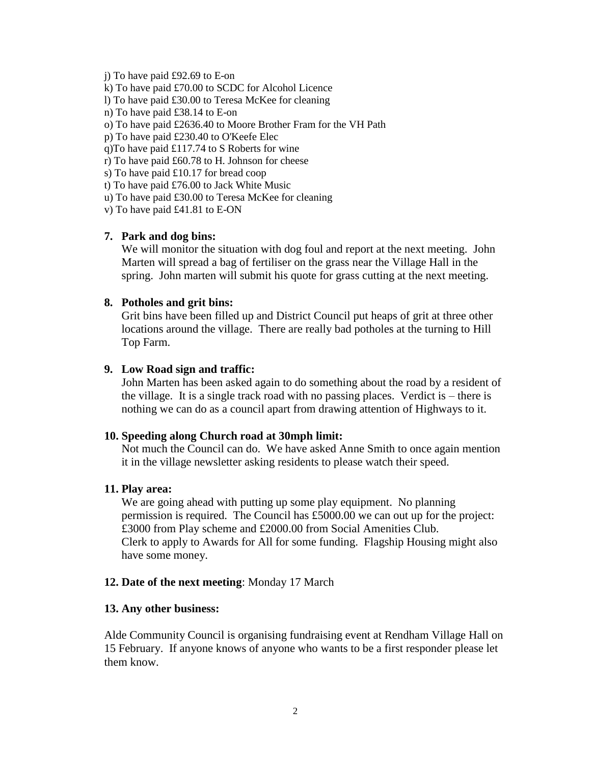j) To have paid £92.69 to E-on
k) To have paid £70.00 to SCDC for Alcohol Licence
l) To have paid £30.00 to Teresa McKee for cleaning
n) To have paid £38.14 to E-on
o) To have paid £2636.40 to Moore Brother Fram for the VH Path
p) To have paid £230.40 to O'Keefe Elec
q)To have paid £117.74 to S Roberts for wine
r) To have paid £60.78 to H. Johnson for cheese
s) To have paid £10.17 for bread coop
t) To have paid £76.00 to Jack White Music
u) To have paid £30.00 to Teresa McKee for cleaning
v) To have paid £41.81 to E-ON

**7. Park and dog bins:**

We will monitor the situation with dog foul and report at the next meeting. John Marten will spread a bag of fertiliser on the grass near the Village Hall in the spring. John marten will submit his quote for grass cutting at the next meeting.

**8. Potholes and grit bins:**

Grit bins have been filled up and District Council put heaps of grit at three other locations around the village. There are really bad potholes at the turning to Hill Top Farm.

**9. Low Road sign and traffic:**

John Marten has been asked again to do something about the road by a resident of the village. It is a single track road with no passing places. Verdict is – there is nothing we can do as a council apart from drawing attention of Highways to it.

**10. Speeding along Church road at 30mph limit:**

Not much the Council can do. We have asked Anne Smith to once again mention it in the village newsletter asking residents to please watch their speed.

**11. Play area:**

We are going ahead with putting up some play equipment. No planning permission is required. The Council has £5000.00 we can out up for the project: £3000 from Play scheme and £2000.00 from Social Amenities Club.
Clerk to apply to Awards for All for some funding. Flagship Housing might also have some money.

**12. Date of the next meeting**: Monday 17 March

**13. Any other business:**

Alde Community Council is organising fundraising event at Rendham Village Hall on 15 February. If anyone knows of anyone who wants to be a first responder please let them know.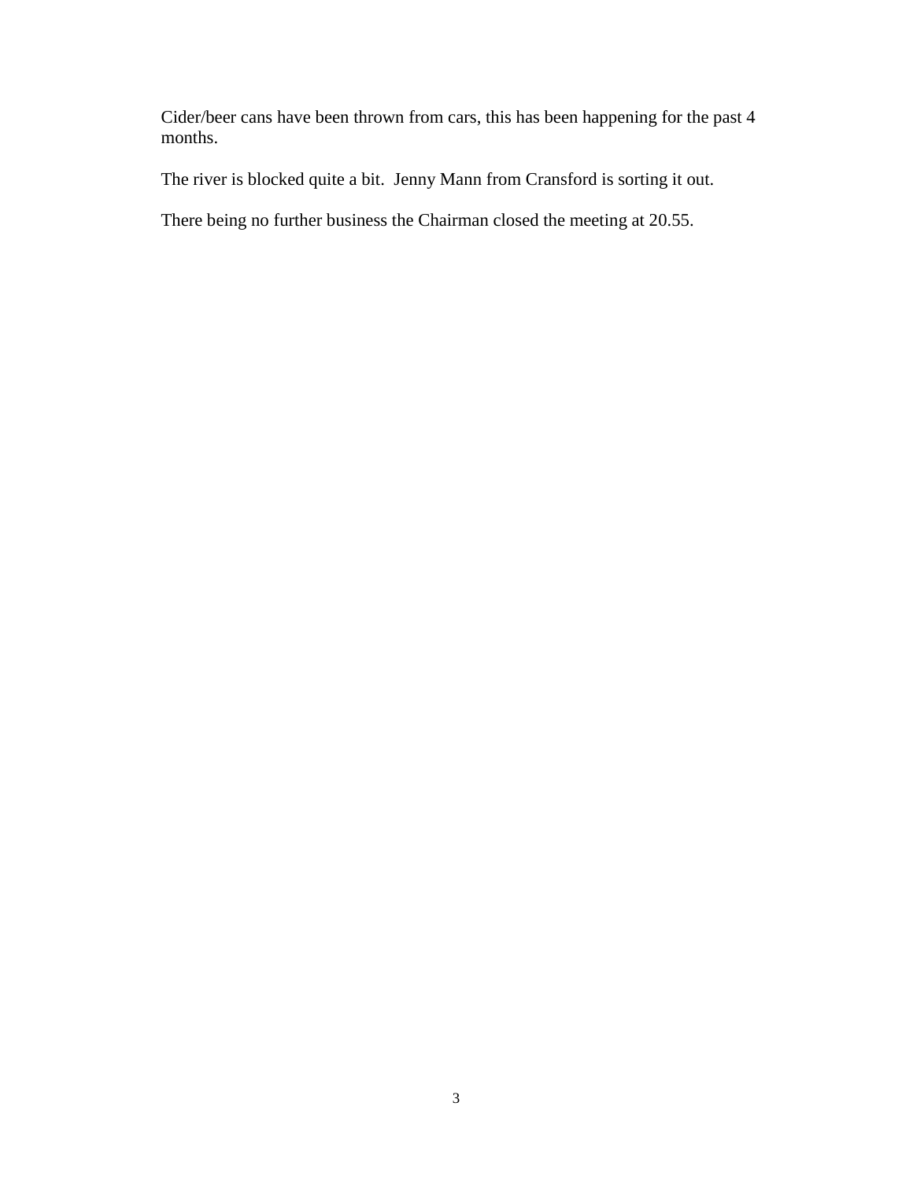Cider/beer cans have been thrown from cars, this has been happening for the past 4 months.

The river is blocked quite a bit.  Jenny Mann from Cransford is sorting it out.

There being no further business the Chairman closed the meeting at 20.55.